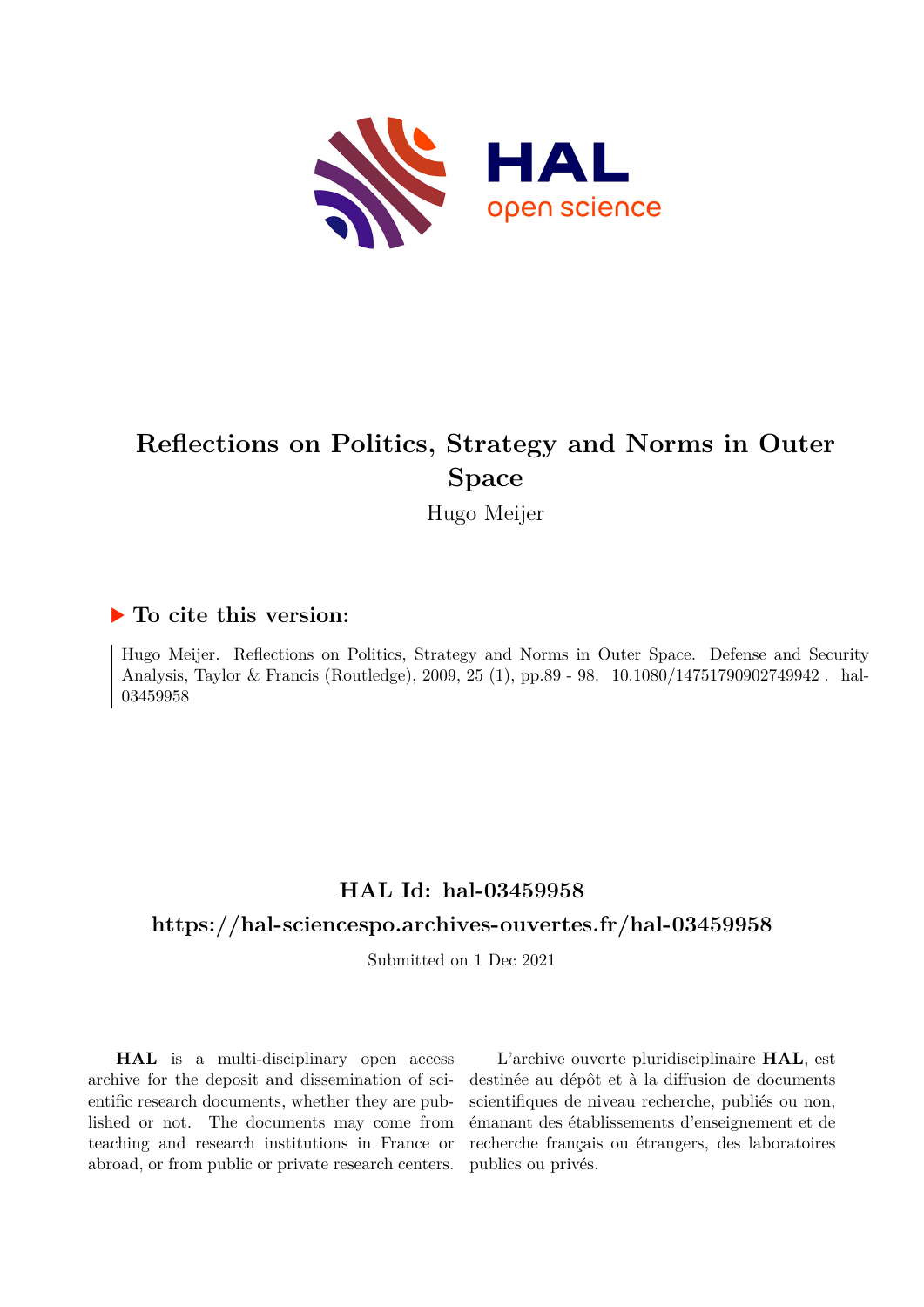# Reflections on Politics, Strategy and Norms in Outer Space

Hugo Meijer

## ▶ To cite this version:

Hugo Meijer. Reflections on Politics, Strategy and Norms in Outer Space. Defense and Security Analysis, Taylor & Francis (Routledge), 2009, 25 (1), pp.89 - 98. 10.1080/14751790902749942. hal-03459958

## HAL Id: hal-03459958

## https://hal-sciencespo.archives-ouvertes.fr/hal-03459958

Submitted on 1 Dec 2021

**HAL** is a multi-disciplinary open access archive for the deposit and dissemination of scientific research documents, whether they are published or not. The documents may come from teaching and research institutions in France or abroad, or from public or private research centers.

L'archive ouverte pluridisciplinaire **HAL**, est destinée au dépôt et à la diffusion de documents scientifiques de niveau recherche, publiés ou non, émanant des établissements d'enseignement et de recherche français ou étrangers, des laboratoires publics ou privés.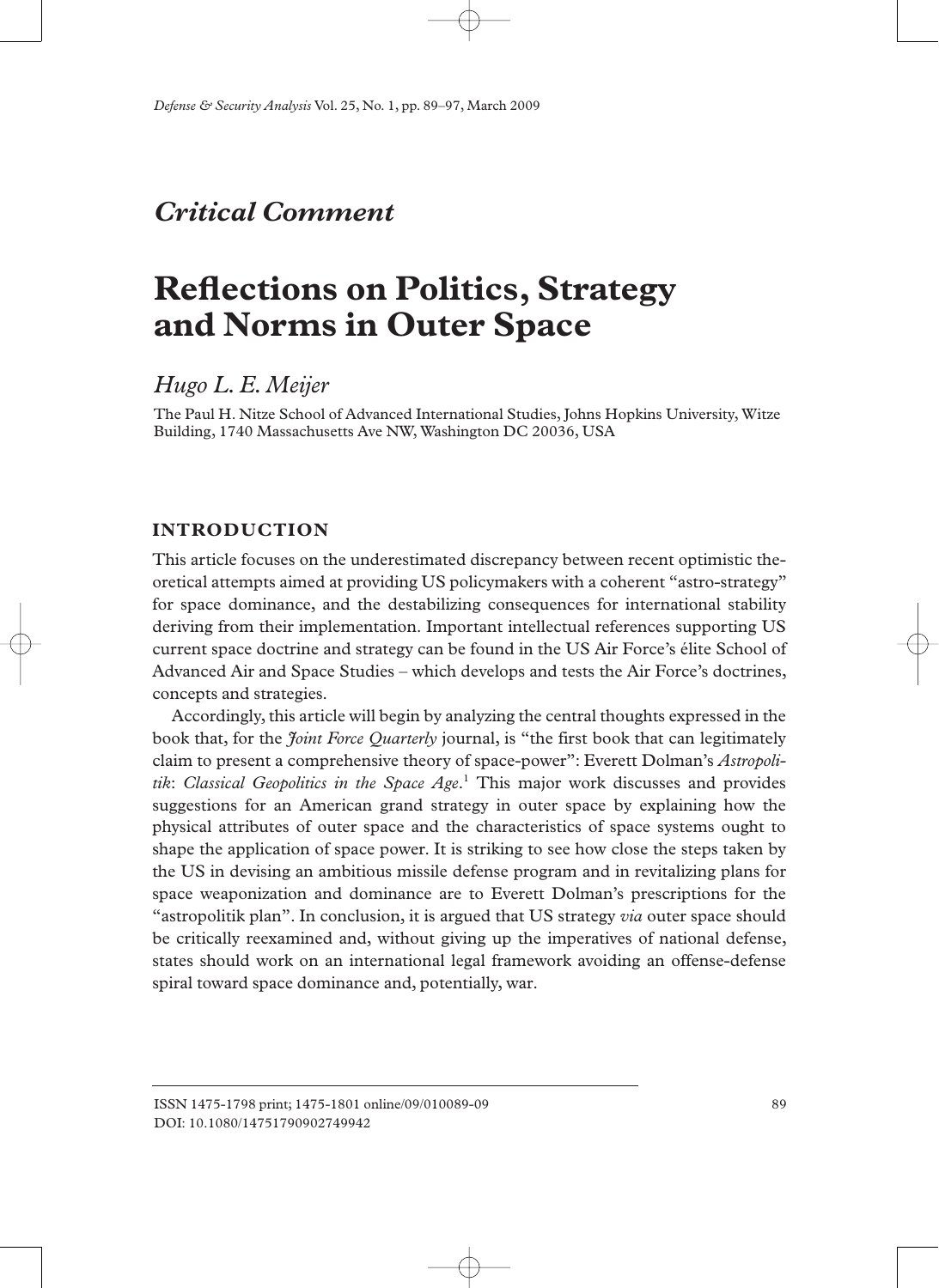*Critical Comment*

# Reflections on Politics, Strategy and Norms in Outer Space

*Hugo L. E. Meijer*

The Paul H. Nitze School of Advanced International Studies, Johns Hopkins University, Witze Building, 1740 Massachusetts Ave NW, Washington DC 20036, USA

## INTRODUCTION

This article focuses on the underestimated discrepancy between recent optimistic theoretical attempts aimed at providing US policymakers with a coherent "astro-strategy" for space dominance, and the destabilizing consequences for international stability deriving from their implementation. Important intellectual references supporting US current space doctrine and strategy can be found in the US Air Force's élite School of Advanced Air and Space Studies – which develops and tests the Air Force's doctrines, concepts and strategies.

Accordingly, this article will begin by analyzing the central thoughts expressed in the book that, for the *Joint Force Quarterly* journal, is "the first book that can legitimately claim to present a comprehensive theory of space-power": Everett Dolman's *Astropolitik*: *Classical Geopolitics in the Space Age*.[1] This major work discusses and provides suggestions for an American grand strategy in outer space by explaining how the physical attributes of outer space and the characteristics of space systems ought to shape the application of space power. It is striking to see how close the steps taken by the US in devising an ambitious missile defense program and in revitalizing plans for space weaponization and dominance are to Everett Dolman's prescriptions for the "astropolitik plan". In conclusion, it is argued that US strategy *via* outer space should be critically reexamined and, without giving up the imperatives of national defense, states should work on an international legal framework avoiding an offense-defense spiral toward space dominance and, potentially, war.

ISSN 1475-1798 print; 1475-1801 online/09/010089-09
DOI: 10.1080/14751790902749942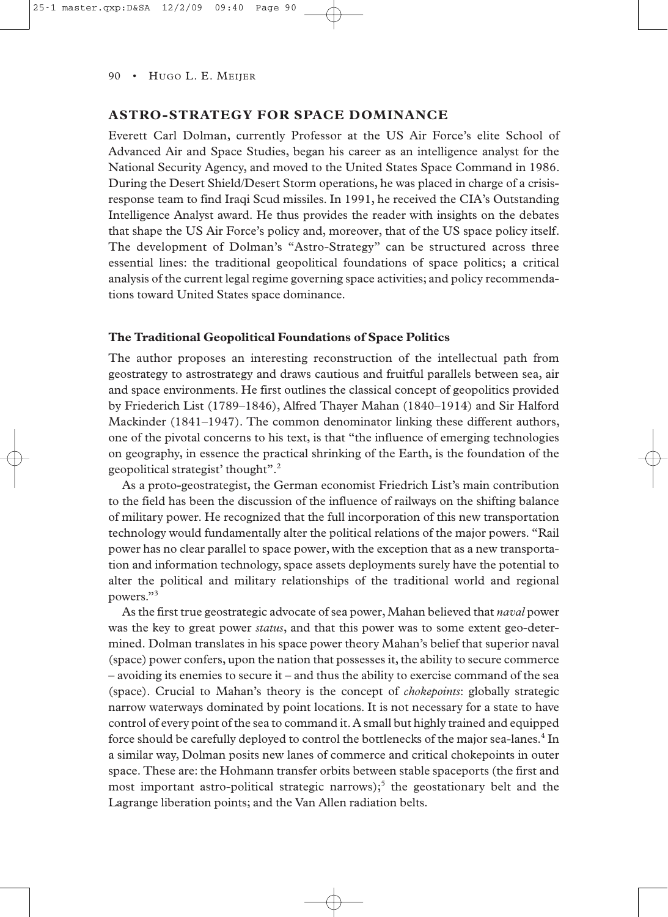## ASTRO-STRATEGY FOR SPACE DOMINANCE

Everett Carl Dolman, currently Professor at the US Air Force's elite School of Advanced Air and Space Studies, began his career as an intelligence analyst for the National Security Agency, and moved to the United States Space Command in 1986. During the Desert Shield/Desert Storm operations, he was placed in charge of a crisis-response team to find Iraqi Scud missiles. In 1991, he received the CIA's Outstanding Intelligence Analyst award. He thus provides the reader with insights on the debates that shape the US Air Force's policy and, moreover, that of the US space policy itself. The development of Dolman's "Astro-Strategy" can be structured across three essential lines: the traditional geopolitical foundations of space politics; a critical analysis of the current legal regime governing space activities; and policy recommendations toward United States space dominance.

### The Traditional Geopolitical Foundations of Space Politics

The author proposes an interesting reconstruction of the intellectual path from geostrategy to astrostrategy and draws cautious and fruitful parallels between sea, air and space environments. He first outlines the classical concept of geopolitics provided by Friederich List (1789–1846), Alfred Thayer Mahan (1840–1914) and Sir Halford Mackinder (1841–1947). The common denominator linking these different authors, one of the pivotal concerns to his text, is that "the influence of emerging technologies on geography, in essence the practical shrinking of the Earth, is the foundation of the geopolitical strategist' thought".[2]

As a proto-geostrategist, the German economist Friedrich List's main contribution to the field has been the discussion of the influence of railways on the shifting balance of military power. He recognized that the full incorporation of this new transportation technology would fundamentally alter the political relations of the major powers. "Rail power has no clear parallel to space power, with the exception that as a new transportation and information technology, space assets deployments surely have the potential to alter the political and military relationships of the traditional world and regional powers."[3]

As the first true geostrategic advocate of sea power, Mahan believed that *naval* power was the key to great power *status*, and that this power was to some extent geo-determined. Dolman translates in his space power theory Mahan's belief that superior naval (space) power confers, upon the nation that possesses it, the ability to secure commerce – avoiding its enemies to secure it – and thus the ability to exercise command of the sea (space). Crucial to Mahan's theory is the concept of *chokepoints*: globally strategic narrow waterways dominated by point locations. It is not necessary for a state to have control of every point of the sea to command it. A small but highly trained and equipped force should be carefully deployed to control the bottlenecks of the major sea-lanes.[4] In a similar way, Dolman posits new lanes of commerce and critical chokepoints in outer space. These are: the Hohmann transfer orbits between stable spaceports (the first and most important astro-political strategic narrows);[5] the geostationary belt and the Lagrange liberation points; and the Van Allen radiation belts.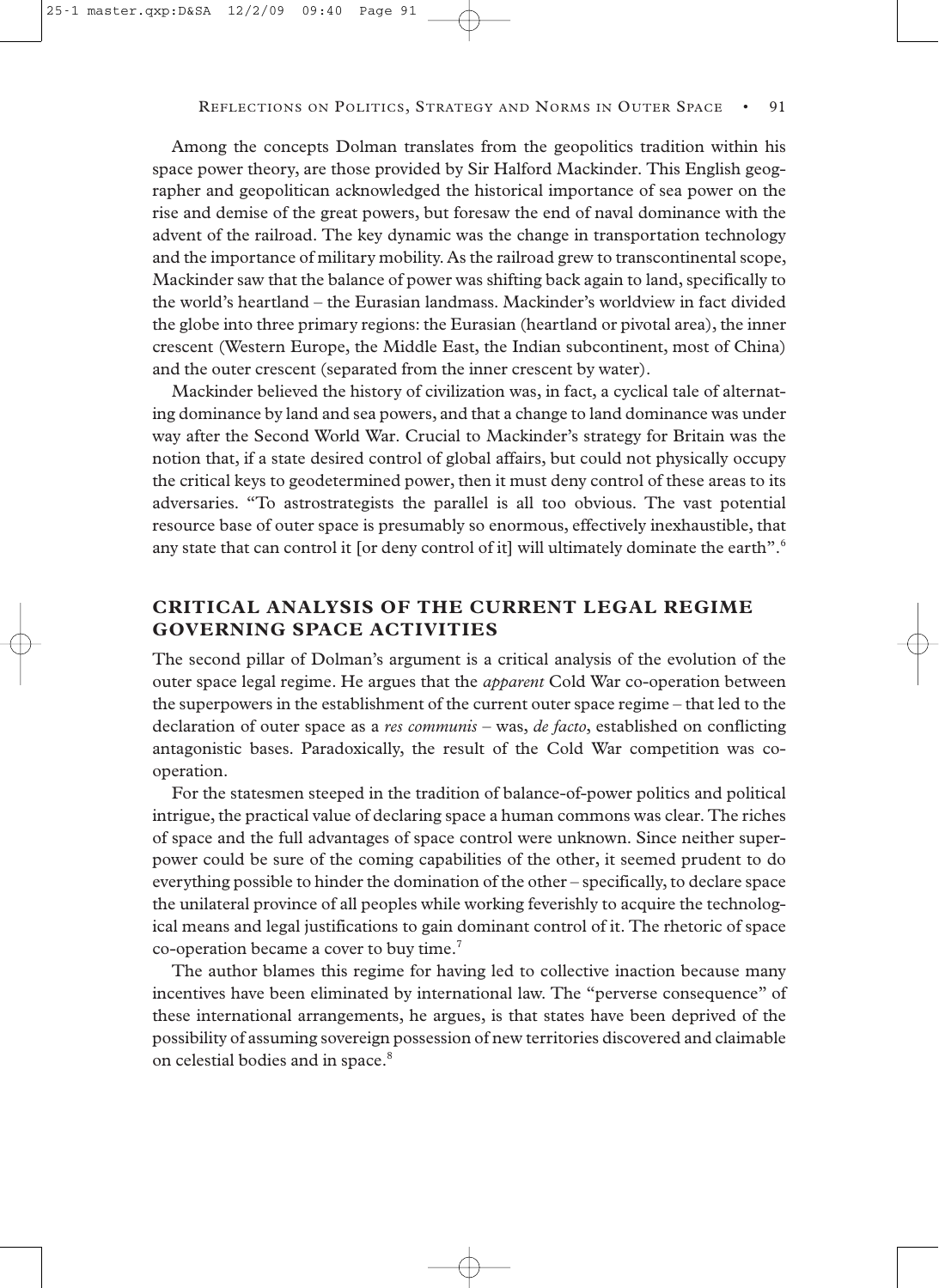Among the concepts Dolman translates from the geopolitics tradition within his space power theory, are those provided by Sir Halford Mackinder. This English geographer and geopolitican acknowledged the historical importance of sea power on the rise and demise of the great powers, but foresaw the end of naval dominance with the advent of the railroad. The key dynamic was the change in transportation technology and the importance of military mobility. As the railroad grew to transcontinental scope, Mackinder saw that the balance of power was shifting back again to land, specifically to the world's heartland – the Eurasian landmass. Mackinder's worldview in fact divided the globe into three primary regions: the Eurasian (heartland or pivotal area), the inner crescent (Western Europe, the Middle East, the Indian subcontinent, most of China) and the outer crescent (separated from the inner crescent by water).

Mackinder believed the history of civilization was, in fact, a cyclical tale of alternating dominance by land and sea powers, and that a change to land dominance was under way after the Second World War. Crucial to Mackinder's strategy for Britain was the notion that, if a state desired control of global affairs, but could not physically occupy the critical keys to geodetermined power, then it must deny control of these areas to its adversaries. "To astrostrategists the parallel is all too obvious. The vast potential resource base of outer space is presumably so enormous, effectively inexhaustible, that any state that can control it [or deny control of it] will ultimately dominate the earth".[6]

## CRITICAL ANALYSIS OF THE CURRENT LEGAL REGIME GOVERNING SPACE ACTIVITIES

The second pillar of Dolman's argument is a critical analysis of the evolution of the outer space legal regime. He argues that the *apparent* Cold War co-operation between the superpowers in the establishment of the current outer space regime – that led to the declaration of outer space as a *res communis* – was, *de facto*, established on conflicting antagonistic bases. Paradoxically, the result of the Cold War competition was co-operation.

For the statesmen steeped in the tradition of balance-of-power politics and political intrigue, the practical value of declaring space a human commons was clear. The riches of space and the full advantages of space control were unknown. Since neither superpower could be sure of the coming capabilities of the other, it seemed prudent to do everything possible to hinder the domination of the other – specifically, to declare space the unilateral province of all peoples while working feverishly to acquire the technological means and legal justifications to gain dominant control of it. The rhetoric of space co-operation became a cover to buy time.[7]

The author blames this regime for having led to collective inaction because many incentives have been eliminated by international law. The "perverse consequence" of these international arrangements, he argues, is that states have been deprived of the possibility of assuming sovereign possession of new territories discovered and claimable on celestial bodies and in space.[8]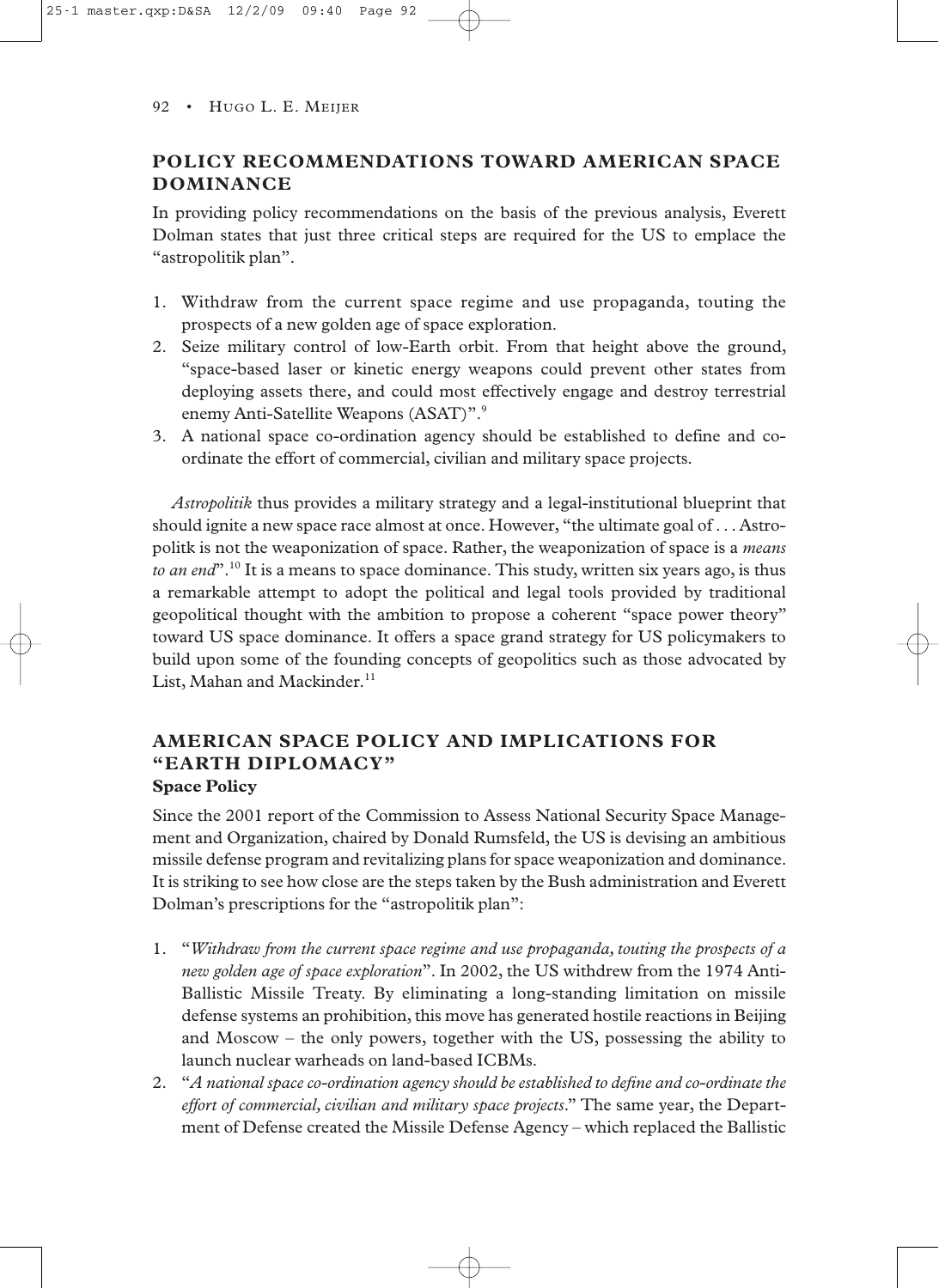## POLICY RECOMMENDATIONS TOWARD AMERICAN SPACE DOMINANCE

In providing policy recommendations on the basis of the previous analysis, Everett Dolman states that just three critical steps are required for the US to emplace the "astropolitik plan".

1. Withdraw from the current space regime and use propaganda, touting the prospects of a new golden age of space exploration.
2. Seize military control of low-Earth orbit. From that height above the ground, "space-based laser or kinetic energy weapons could prevent other states from deploying assets there, and could most effectively engage and destroy terrestrial enemy Anti-Satellite Weapons (ASAT)".[9]
3. A national space co-ordination agency should be established to define and co-ordinate the effort of commercial, civilian and military space projects.

*Astropolitik* thus provides a military strategy and a legal-institutional blueprint that should ignite a new space race almost at once. However, "the ultimate goal of . . . Astropolitk is not the weaponization of space. Rather, the weaponization of space is a *means to an end*".[10] It is a means to space dominance. This study, written six years ago, is thus a remarkable attempt to adopt the political and legal tools provided by traditional geopolitical thought with the ambition to propose a coherent "space power theory" toward US space dominance. It offers a space grand strategy for US policymakers to build upon some of the founding concepts of geopolitics such as those advocated by List, Mahan and Mackinder.[11]

## AMERICAN SPACE POLICY AND IMPLICATIONS FOR "EARTH DIPLOMACY"

### Space Policy

Since the 2001 report of the Commission to Assess National Security Space Management and Organization, chaired by Donald Rumsfeld, the US is devising an ambitious missile defense program and revitalizing plans for space weaponization and dominance. It is striking to see how close are the steps taken by the Bush administration and Everett Dolman's prescriptions for the "astropolitik plan":

1. "*Withdraw from the current space regime and use propaganda, touting the prospects of a new golden age of space exploration*". In 2002, the US withdrew from the 1974 Anti-Ballistic Missile Treaty. By eliminating a long-standing limitation on missile defense systems an prohibition, this move has generated hostile reactions in Beijing and Moscow – the only powers, together with the US, possessing the ability to launch nuclear warheads on land-based ICBMs.
2. "*A national space co-ordination agency should be established to define and co-ordinate the effort of commercial, civilian and military space projects*." The same year, the Department of Defense created the Missile Defense Agency – which replaced the Ballistic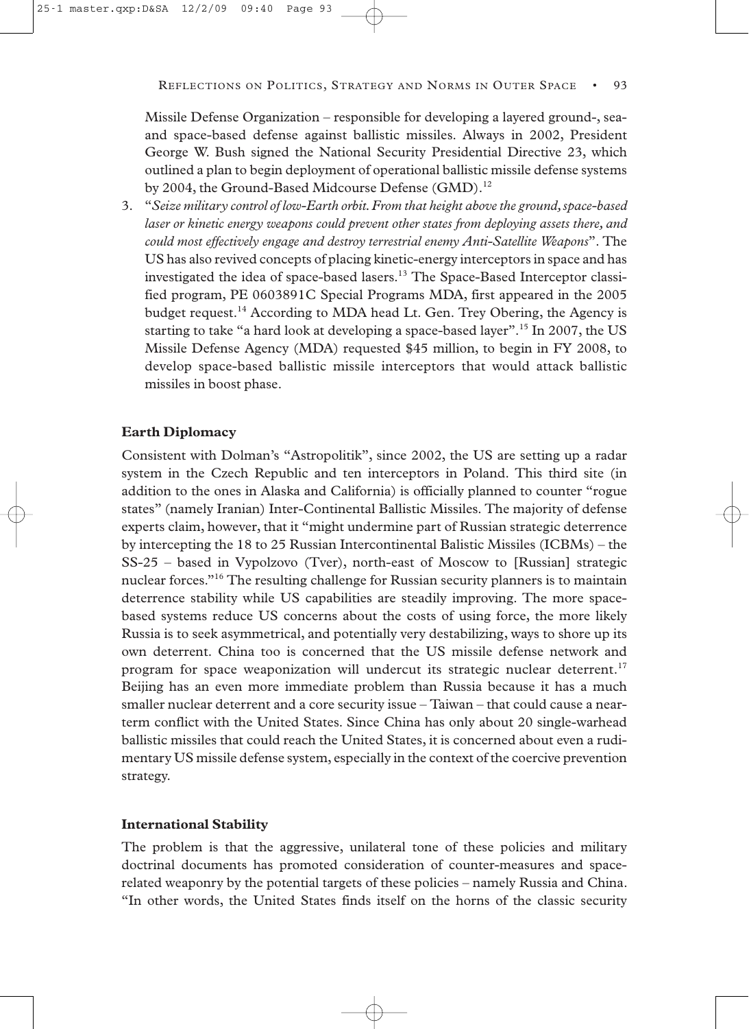Missile Defense Organization – responsible for developing a layered ground-, sea- and space-based defense against ballistic missiles. Always in 2002, President George W. Bush signed the National Security Presidential Directive 23, which outlined a plan to begin deployment of operational ballistic missile defense systems by 2004, the Ground-Based Midcourse Defense (GMD).[12]

3. "*Seize military control of low-Earth orbit. From that height above the ground, space-based laser or kinetic energy weapons could prevent other states from deploying assets there, and could most effectively engage and destroy terrestrial enemy Anti-Satellite Weapons*". The US has also revived concepts of placing kinetic-energy interceptors in space and has investigated the idea of space-based lasers.[13] The Space-Based Interceptor classified program, PE 0603891C Special Programs MDA, first appeared in the 2005 budget request.[14] According to MDA head Lt. Gen. Trey Obering, the Agency is starting to take "a hard look at developing a space-based layer".[15] In 2007, the US Missile Defense Agency (MDA) requested $45 million, to begin in FY 2008, to develop space-based ballistic missile interceptors that would attack ballistic missiles in boost phase.

**Earth Diplomacy**

Consistent with Dolman's "Astropolitik", since 2002, the US are setting up a radar system in the Czech Republic and ten interceptors in Poland. This third site (in addition to the ones in Alaska and California) is officially planned to counter "rogue states" (namely Iranian) Inter-Continental Ballistic Missiles. The majority of defense experts claim, however, that it "might undermine part of Russian strategic deterrence by intercepting the 18 to 25 Russian Intercontinental Balistic Missiles (ICBMs) – the SS-25 – based in Vypolzovo (Tver), north-east of Moscow to [Russian] strategic nuclear forces."[16] The resulting challenge for Russian security planners is to maintain deterrence stability while US capabilities are steadily improving. The more space-based systems reduce US concerns about the costs of using force, the more likely Russia is to seek asymmetrical, and potentially very destabilizing, ways to shore up its own deterrent. China too is concerned that the US missile defense network and program for space weaponization will undercut its strategic nuclear deterrent.[17] Beijing has an even more immediate problem than Russia because it has a much smaller nuclear deterrent and a core security issue – Taiwan – that could cause a near-term conflict with the United States. Since China has only about 20 single-warhead ballistic missiles that could reach the United States, it is concerned about even a rudimentary US missile defense system, especially in the context of the coercive prevention strategy.

**International Stability**

The problem is that the aggressive, unilateral tone of these policies and military doctrinal documents has promoted consideration of counter-measures and space-related weaponry by the potential targets of these policies – namely Russia and China. "In other words, the United States finds itself on the horns of the classic security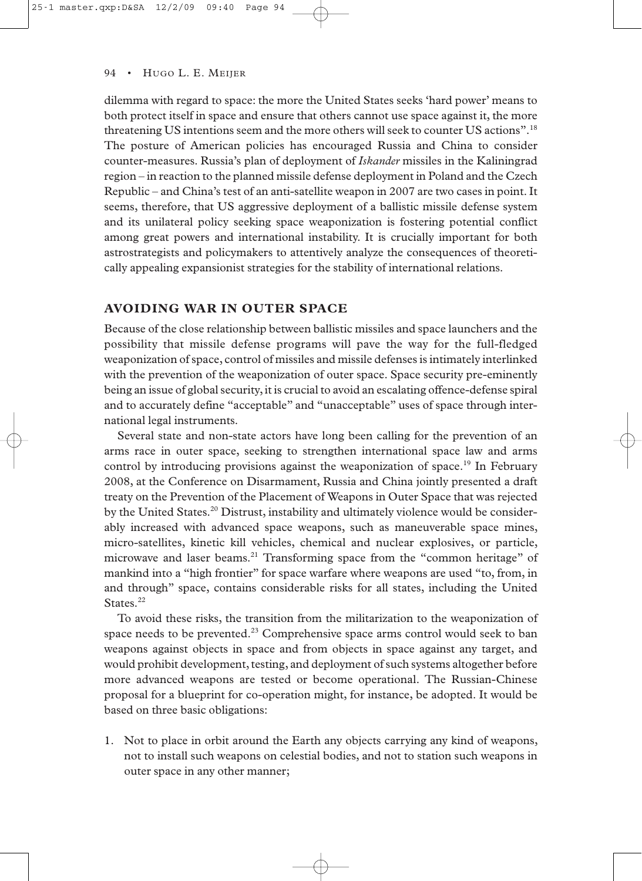dilemma with regard to space: the more the United States seeks 'hard power' means to both protect itself in space and ensure that others cannot use space against it, the more threatening US intentions seem and the more others will seek to counter US actions".[18] The posture of American policies has encouraged Russia and China to consider counter-measures. Russia's plan of deployment of *Iskander* missiles in the Kaliningrad region – in reaction to the planned missile defense deployment in Poland and the Czech Republic – and China's test of an anti-satellite weapon in 2007 are two cases in point. It seems, therefore, that US aggressive deployment of a ballistic missile defense system and its unilateral policy seeking space weaponization is fostering potential conflict among great powers and international instability. It is crucially important for both astrostrategists and policymakers to attentively analyze the consequences of theoretically appealing expansionist strategies for the stability of international relations.

## AVOIDING WAR IN OUTER SPACE

Because of the close relationship between ballistic missiles and space launchers and the possibility that missile defense programs will pave the way for the full-fledged weaponization of space, control of missiles and missile defenses is intimately interlinked with the prevention of the weaponization of outer space. Space security pre-eminently being an issue of global security, it is crucial to avoid an escalating offence-defense spiral and to accurately define "acceptable" and "unacceptable" uses of space through international legal instruments.

Several state and non-state actors have long been calling for the prevention of an arms race in outer space, seeking to strengthen international space law and arms control by introducing provisions against the weaponization of space.[19] In February 2008, at the Conference on Disarmament, Russia and China jointly presented a draft treaty on the Prevention of the Placement of Weapons in Outer Space that was rejected by the United States.[20] Distrust, instability and ultimately violence would be considerably increased with advanced space weapons, such as maneuverable space mines, micro-satellites, kinetic kill vehicles, chemical and nuclear explosives, or particle, microwave and laser beams.[21] Transforming space from the "common heritage" of mankind into a "high frontier" for space warfare where weapons are used "to, from, in and through" space, contains considerable risks for all states, including the United States.[22]

To avoid these risks, the transition from the militarization to the weaponization of space needs to be prevented.[23] Comprehensive space arms control would seek to ban weapons against objects in space and from objects in space against any target, and would prohibit development, testing, and deployment of such systems altogether before more advanced weapons are tested or become operational. The Russian-Chinese proposal for a blueprint for co-operation might, for instance, be adopted. It would be based on three basic obligations:

1. Not to place in orbit around the Earth any objects carrying any kind of weapons, not to install such weapons on celestial bodies, and not to station such weapons in outer space in any other manner;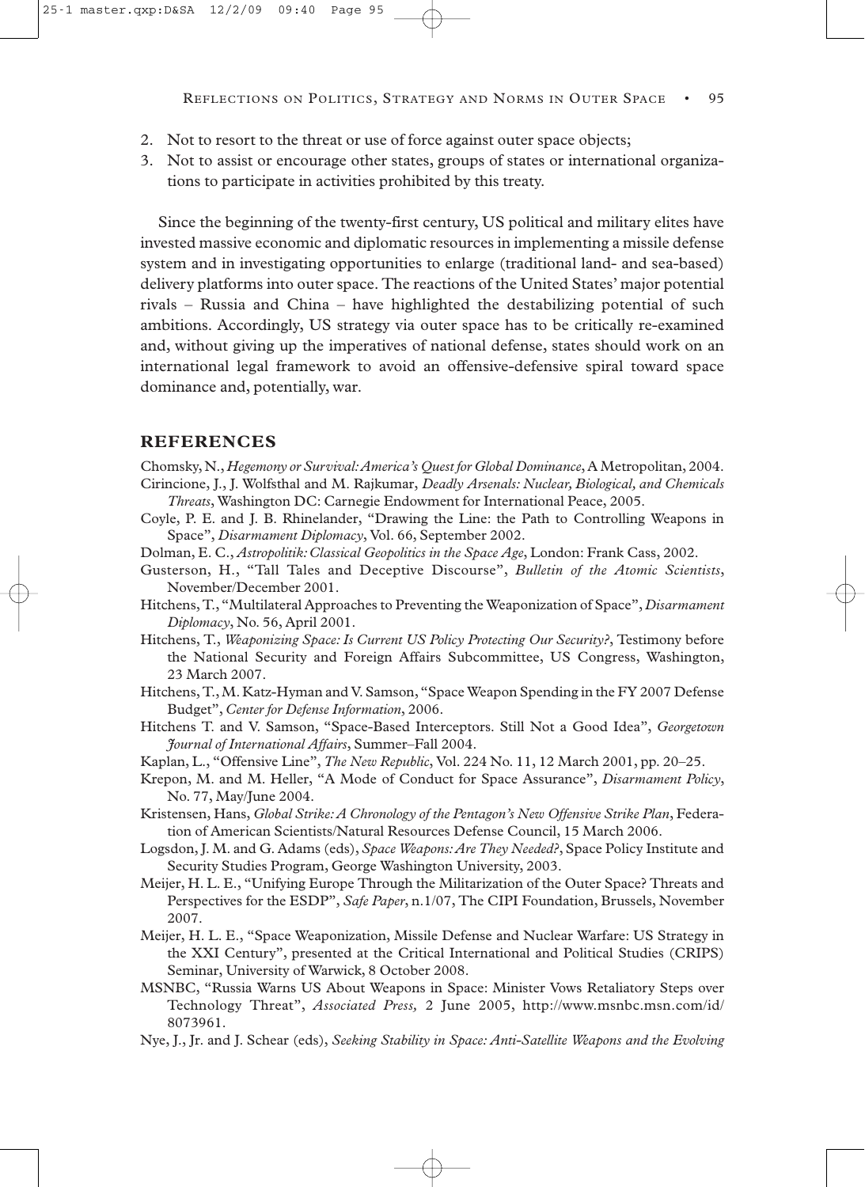2. Not to resort to the threat or use of force against outer space objects;
3. Not to assist or encourage other states, groups of states or international organizations to participate in activities prohibited by this treaty.

Since the beginning of the twenty-first century, US political and military elites have invested massive economic and diplomatic resources in implementing a missile defense system and in investigating opportunities to enlarge (traditional land- and sea-based) delivery platforms into outer space. The reactions of the United States' major potential rivals – Russia and China – have highlighted the destabilizing potential of such ambitions. Accordingly, US strategy via outer space has to be critically re-examined and, without giving up the imperatives of national defense, states should work on an international legal framework to avoid an offensive-defensive spiral toward space dominance and, potentially, war.

## REFERENCES

Chomsky, N., *Hegemony or Survival: America's Quest for Global Dominance*, A Metropolitan, 2004.

Cirincione, J., J. Wolfsthal and M. Rajkumar, *Deadly Arsenals: Nuclear, Biological, and Chemicals Threats*, Washington DC: Carnegie Endowment for International Peace, 2005.

Coyle, P. E. and J. B. Rhinelander, "Drawing the Line: the Path to Controlling Weapons in Space", *Disarmament Diplomacy*, Vol. 66, September 2002.

Dolman, E. C., *Astropolitik: Classical Geopolitics in the Space Age*, London: Frank Cass, 2002.

Gusterson, H., "Tall Tales and Deceptive Discourse", *Bulletin of the Atomic Scientists*, November/December 2001.

Hitchens, T., "Multilateral Approaches to Preventing the Weaponization of Space", *Disarmament Diplomacy*, No. 56, April 2001.

Hitchens, T., *Weaponizing Space: Is Current US Policy Protecting Our Security?*, Testimony before the National Security and Foreign Affairs Subcommittee, US Congress, Washington, 23 March 2007.

Hitchens, T., M. Katz-Hyman and V. Samson, "Space Weapon Spending in the FY 2007 Defense Budget", *Center for Defense Information*, 2006.

Hitchens T. and V. Samson, "Space-Based Interceptors. Still Not a Good Idea", *Georgetown Journal of International Affairs*, Summer–Fall 2004.

Kaplan, L., "Offensive Line", *The New Republic*, Vol. 224 No. 11, 12 March 2001, pp. 20–25.

Krepon, M. and M. Heller, "A Mode of Conduct for Space Assurance", *Disarmament Policy*, No. 77, May/June 2004.

Kristensen, Hans, *Global Strike: A Chronology of the Pentagon's New Offensive Strike Plan*, Federation of American Scientists/Natural Resources Defense Council, 15 March 2006.

Logsdon, J. M. and G. Adams (eds), *Space Weapons: Are They Needed?*, Space Policy Institute and Security Studies Program, George Washington University, 2003.

Meijer, H. L. E., "Unifying Europe Through the Militarization of the Outer Space? Threats and Perspectives for the ESDP", *Safe Paper*, n.1/07, The CIPI Foundation, Brussels, November 2007.

Meijer, H. L. E., "Space Weaponization, Missile Defense and Nuclear Warfare: US Strategy in the XXI Century", presented at the Critical International and Political Studies (CRIPS) Seminar, University of Warwick, 8 October 2008.

MSNBC, "Russia Warns US About Weapons in Space: Minister Vows Retaliatory Steps over Technology Threat", *Associated Press,* 2 June 2005, http://www.msnbc.msn.com/id/8073961.

Nye, J., Jr. and J. Schear (eds), *Seeking Stability in Space: Anti-Satellite Weapons and the Evolving*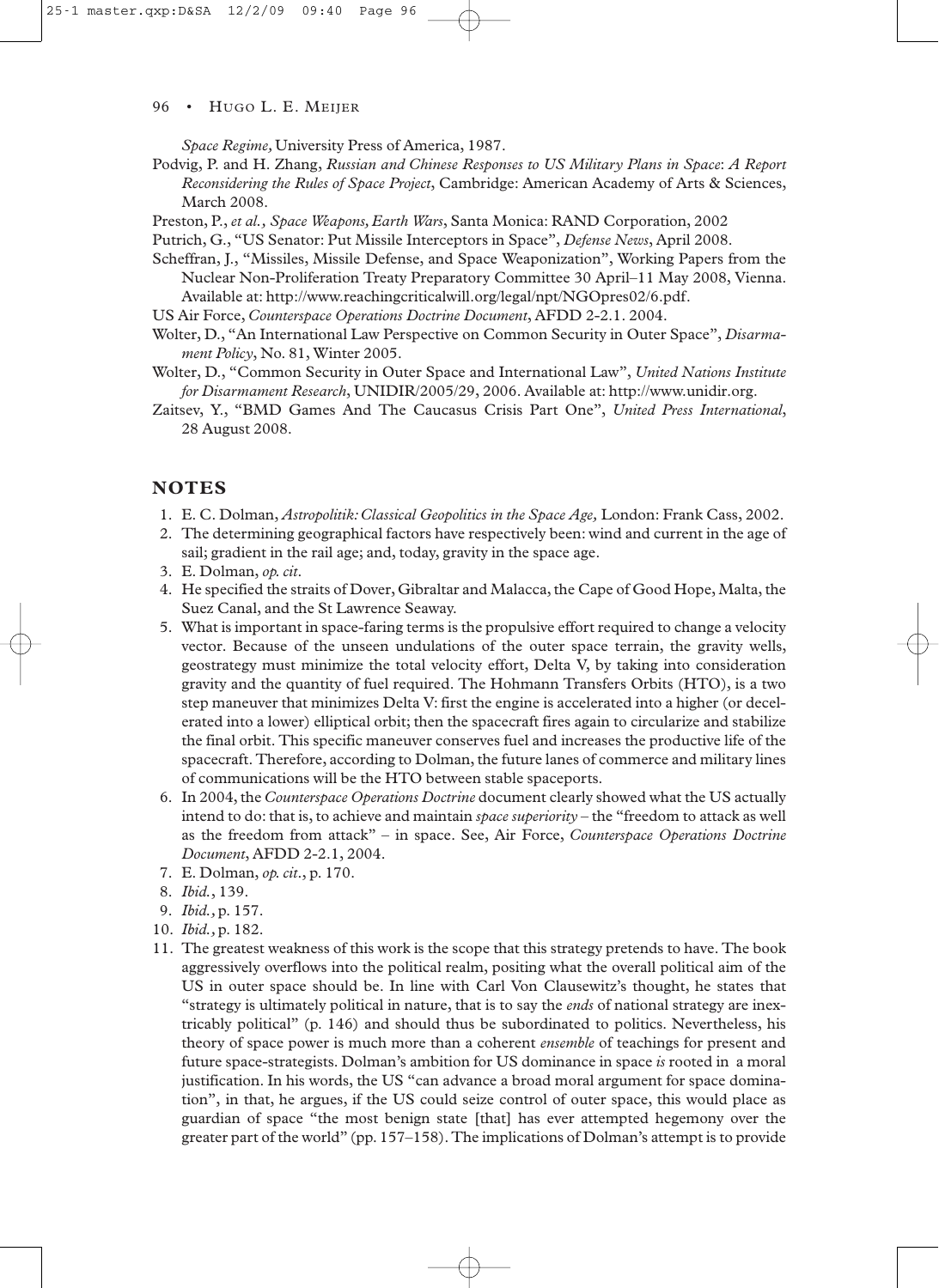*Space Regime*, University Press of America, 1987.

Podvig, P. and H. Zhang, *Russian and Chinese Responses to US Military Plans in Space*: *A Report Reconsidering the Rules of Space Project*, Cambridge: American Academy of Arts & Sciences, March 2008.

Preston, P., *et al.*, *Space Weapons, Earth Wars*, Santa Monica: RAND Corporation, 2002

Putrich, G., "US Senator: Put Missile Interceptors in Space", *Defense News*, April 2008.

Scheffran, J., "Missiles, Missile Defense, and Space Weaponization", Working Papers from the Nuclear Non-Proliferation Treaty Preparatory Committee 30 April–11 May 2008, Vienna. Available at: http://www.reachingcriticalwill.org/legal/npt/NGOpres02/6.pdf.

US Air Force, *Counterspace Operations Doctrine Document*, AFDD 2-2.1. 2004.

Wolter, D., "An International Law Perspective on Common Security in Outer Space", *Disarmament Policy*, No. 81, Winter 2005.

Wolter, D., "Common Security in Outer Space and International Law", *United Nations Institute for Disarmament Research*, UNIDIR/2005/29, 2006. Available at: http://www.unidir.org.

Zaitsev, Y., "BMD Games And The Caucasus Crisis Part One", *United Press International*, 28 August 2008.

## NOTES

1. E. C. Dolman, *Astropolitik: Classical Geopolitics in the Space Age,* London: Frank Cass, 2002.
2. The determining geographical factors have respectively been: wind and current in the age of sail; gradient in the rail age; and, today, gravity in the space age.
3. E. Dolman, *op. cit*.
4. He specified the straits of Dover, Gibraltar and Malacca, the Cape of Good Hope, Malta, the Suez Canal, and the St Lawrence Seaway.
5. What is important in space-faring terms is the propulsive effort required to change a velocity vector. Because of the unseen undulations of the outer space terrain, the gravity wells, geostrategy must minimize the total velocity effort, Delta V, by taking into consideration gravity and the quantity of fuel required. The Hohmann Transfers Orbits (HTO), is a two step maneuver that minimizes Delta V: first the engine is accelerated into a higher (or decelerated into a lower) elliptical orbit; then the spacecraft fires again to circularize and stabilize the final orbit. This specific maneuver conserves fuel and increases the productive life of the spacecraft. Therefore, according to Dolman, the future lanes of commerce and military lines of communications will be the HTO between stable spaceports.
6. In 2004, the *Counterspace Operations Doctrine* document clearly showed what the US actually intend to do: that is, to achieve and maintain *space superiority* – the "freedom to attack as well as the freedom from attack" – in space. See, Air Force, *Counterspace Operations Doctrine Document*, AFDD 2-2.1, 2004.
7. E. Dolman, *op. cit*., p. 170.
8. *Ibid.*, 139.
9. *Ibid.,* p. 157.
10. *Ibid.,* p. 182.
11. The greatest weakness of this work is the scope that this strategy pretends to have. The book aggressively overflows into the political realm, positing what the overall political aim of the US in outer space should be. In line with Carl Von Clausewitz's thought, he states that "strategy is ultimately political in nature, that is to say the *ends* of national strategy are inextricably political" (p. 146) and should thus be subordinated to politics. Nevertheless, his theory of space power is much more than a coherent *ensemble* of teachings for present and future space-strategists. Dolman's ambition for US dominance in space *is* rooted in a moral justification. In his words, the US "can advance a broad moral argument for space domination", in that, he argues, if the US could seize control of outer space, this would place as guardian of space "the most benign state [that] has ever attempted hegemony over the greater part of the world" (pp. 157–158). The implications of Dolman's attempt is to provide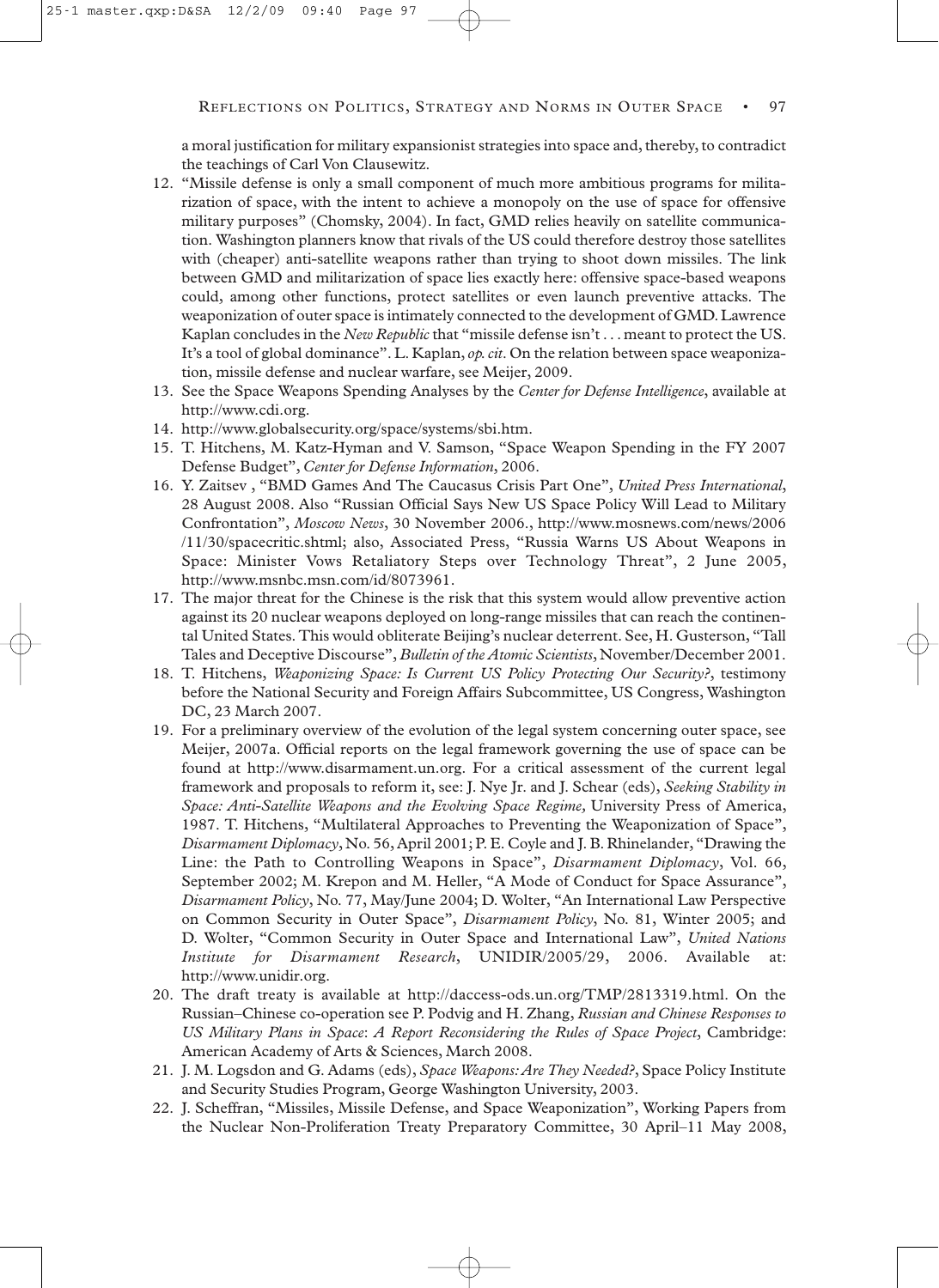a moral justification for military expansionist strategies into space and, thereby, to contradict the teachings of Carl Von Clausewitz.

12. "Missile defense is only a small component of much more ambitious programs for militarization of space, with the intent to achieve a monopoly on the use of space for offensive military purposes" (Chomsky, 2004). In fact, GMD relies heavily on satellite communication. Washington planners know that rivals of the US could therefore destroy those satellites with (cheaper) anti-satellite weapons rather than trying to shoot down missiles. The link between GMD and militarization of space lies exactly here: offensive space-based weapons could, among other functions, protect satellites or even launch preventive attacks. The weaponization of outer space is intimately connected to the development of GMD. Lawrence Kaplan concludes in the *New Republic* that "missile defense isn't . . . meant to protect the US. It's a tool of global dominance". L. Kaplan, *op. cit*. On the relation between space weaponization, missile defense and nuclear warfare, see Meijer, 2009.
13. See the Space Weapons Spending Analyses by the *Center for Defense Intelligence*, available at http://www.cdi.org.
14. http://www.globalsecurity.org/space/systems/sbi.htm.
15. T. Hitchens, M. Katz-Hyman and V. Samson, "Space Weapon Spending in the FY 2007 Defense Budget", *Center for Defense Information*, 2006.
16. Y. Zaitsev , "BMD Games And The Caucasus Crisis Part One", *United Press International*, 28 August 2008. Also "Russian Official Says New US Space Policy Will Lead to Military Confrontation", *Moscow News*, 30 November 2006., http://www.mosnews.com/news/2006/11/30/spacecritic.shtml; also, Associated Press, "Russia Warns US About Weapons in Space: Minister Vows Retaliatory Steps over Technology Threat", 2 June 2005, http://www.msnbc.msn.com/id/8073961.
17. The major threat for the Chinese is the risk that this system would allow preventive action against its 20 nuclear weapons deployed on long-range missiles that can reach the continental United States. This would obliterate Beijing's nuclear deterrent. See, H. Gusterson, "Tall Tales and Deceptive Discourse", *Bulletin of the Atomic Scientists*, November/December 2001.
18. T. Hitchens, *Weaponizing Space: Is Current US Policy Protecting Our Security?*, testimony before the National Security and Foreign Affairs Subcommittee, US Congress, Washington DC, 23 March 2007.
19. For a preliminary overview of the evolution of the legal system concerning outer space, see Meijer, 2007a. Official reports on the legal framework governing the use of space can be found at http://www.disarmament.un.org. For a critical assessment of the current legal framework and proposals to reform it, see: J. Nye Jr. and J. Schear (eds), *Seeking Stability in Space: Anti-Satellite Weapons and the Evolving Space Regime,* University Press of America, 1987. T. Hitchens, "Multilateral Approaches to Preventing the Weaponization of Space", *Disarmament Diplomacy*, No. 56, April 2001; P. E. Coyle and J. B. Rhinelander, "Drawing the Line: the Path to Controlling Weapons in Space", *Disarmament Diplomacy*, Vol. 66, September 2002; M. Krepon and M. Heller, "A Mode of Conduct for Space Assurance", *Disarmament Policy*, No. 77, May/June 2004; D. Wolter, "An International Law Perspective on Common Security in Outer Space", *Disarmament Policy*, No. 81, Winter 2005; and D. Wolter, "Common Security in Outer Space and International Law", *United Nations Institute for Disarmament Research*, UNIDIR/2005/29, 2006. Available at: http://www.unidir.org.
20. The draft treaty is available at http://daccess-ods.un.org/TMP/2813319.html. On the Russian–Chinese co-operation see P. Podvig and H. Zhang, *Russian and Chinese Responses to US Military Plans in Space*: *A Report Reconsidering the Rules of Space Project*, Cambridge: American Academy of Arts & Sciences, March 2008.
21. J. M. Logsdon and G. Adams (eds), *Space Weapons: Are They Needed?*, Space Policy Institute and Security Studies Program, George Washington University, 2003.
22. J. Scheffran, "Missiles, Missile Defense, and Space Weaponization", Working Papers from the Nuclear Non-Proliferation Treaty Preparatory Committee, 30 April–11 May 2008,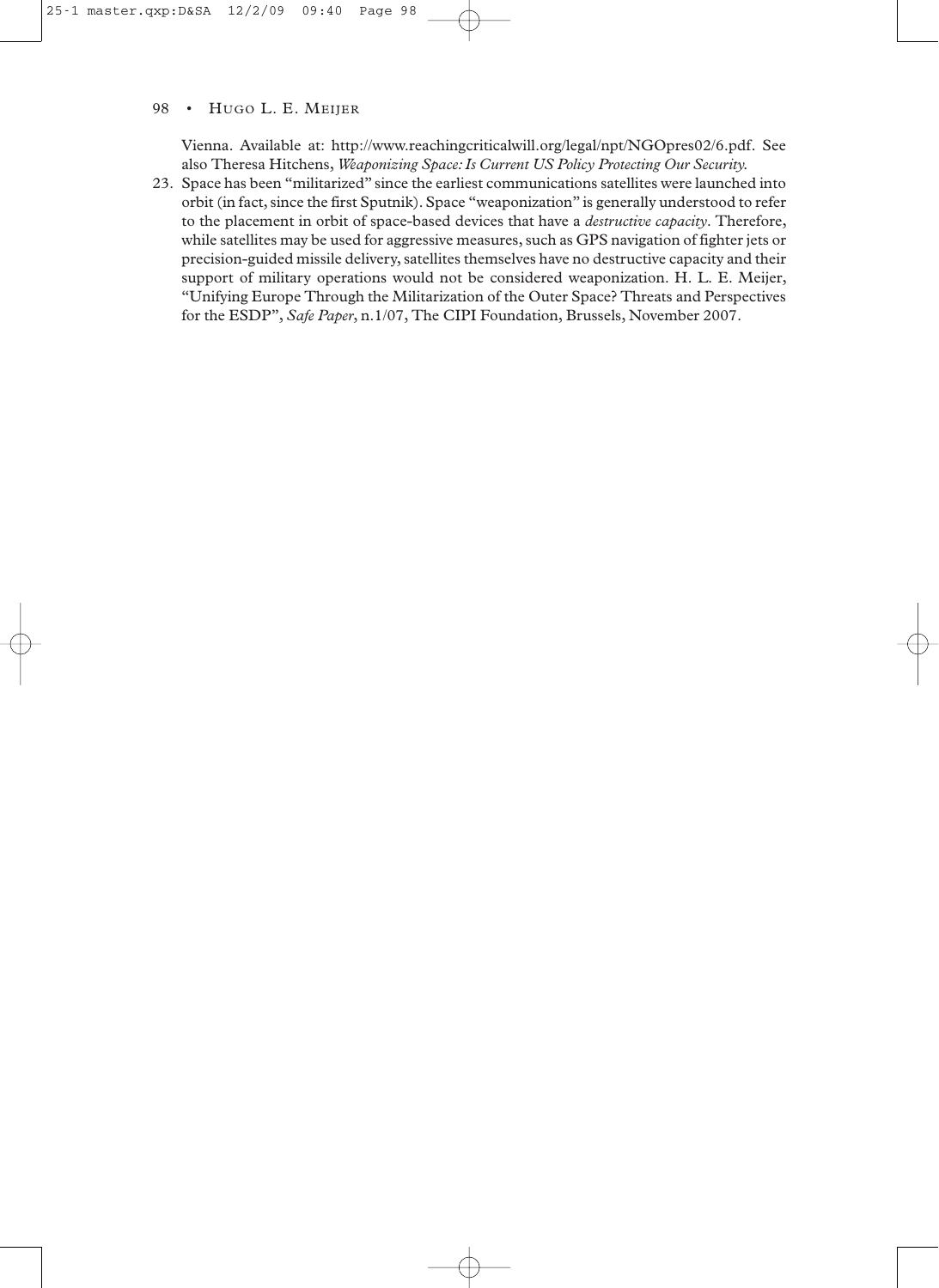Vienna. Available at: http://www.reachingcriticalwill.org/legal/npt/NGOpres02/6.pdf. See also Theresa Hitchens, *Weaponizing Space: Is Current US Policy Protecting Our Security.*

23. Space has been "militarized" since the earliest communications satellites were launched into orbit (in fact, since the first Sputnik). Space "weaponization" is generally understood to refer to the placement in orbit of space-based devices that have a *destructive capacity*. Therefore, while satellites may be used for aggressive measures, such as GPS navigation of fighter jets or precision-guided missile delivery, satellites themselves have no destructive capacity and their support of military operations would not be considered weaponization. H. L. E. Meijer, "Unifying Europe Through the Militarization of the Outer Space? Threats and Perspectives for the ESDP", *Safe Paper*, n.1/07, The CIPI Foundation, Brussels, November 2007.